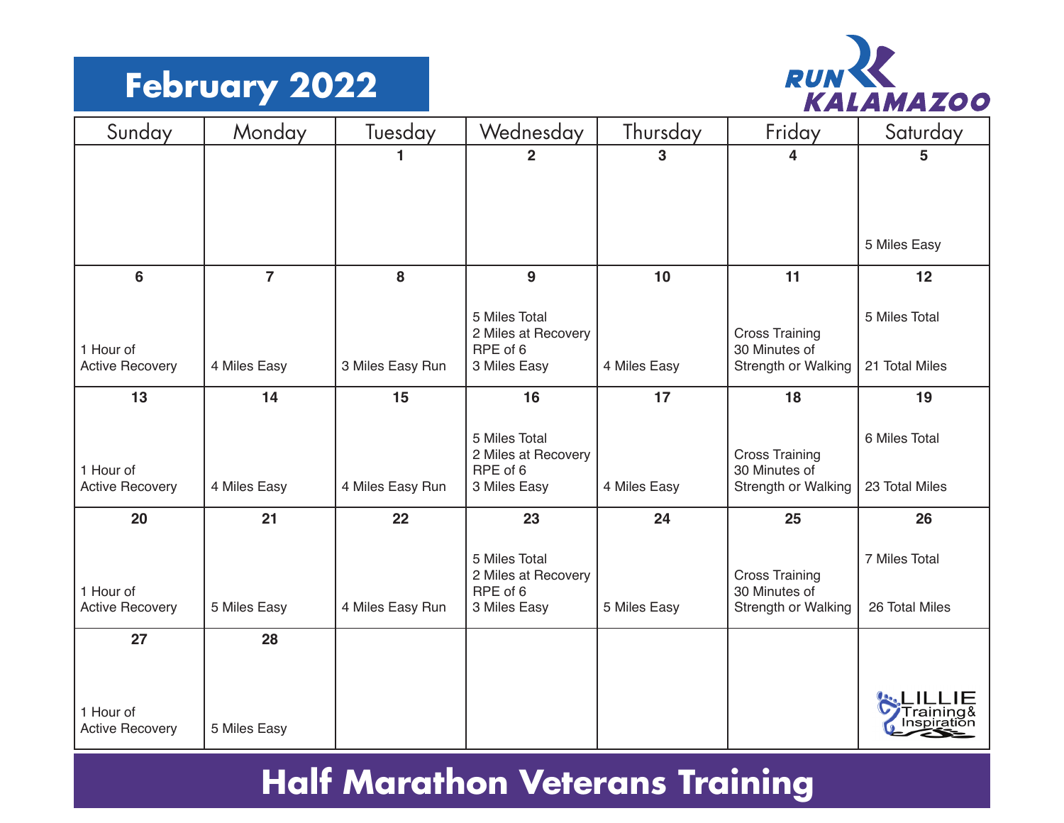# February 2022

RUN KALAMAZOO

| Sunday | Monday | Tuesday | Wednesday | Thursday | Friday | Saturday |
|---|---|---|---|---|---|---|
| | | 1 | 2 | 3 | 4 | 5<br>5 Miles Easy |
| 6<br>1 Hour of Active Recovery | 7<br>4 Miles Easy | 8<br>3 Miles Easy Run | 9<br>5 Miles Total<br>2 Miles at Recovery RPE of 6<br>3 Miles Easy | 10<br>4 Miles Easy | 11<br>Cross Training<br>30 Minutes of Strength or Walking | 12<br>5 Miles Total<br>21 Total Miles |
| 13<br>1 Hour of Active Recovery | 14<br>4 Miles Easy | 15<br>4 Miles Easy Run | 16<br>5 Miles Total<br>2 Miles at Recovery RPE of 6<br>3 Miles Easy | 17<br>4 Miles Easy | 18<br>Cross Training<br>30 Minutes of Strength or Walking | 19<br>6 Miles Total<br>23 Total Miles |
| 20<br>1 Hour of Active Recovery | 21<br>5 Miles Easy | 22<br>4 Miles Easy Run | 23<br>5 Miles Total<br>2 Miles at Recovery RPE of 6<br>3 Miles Easy | 24<br>5 Miles Easy | 25<br>Cross Training<br>30 Minutes of Strength or Walking | 26<br>7 Miles Total<br>26 Total Miles |
| 27<br>1 Hour of Active Recovery | 28<br>5 Miles Easy | | | | | LILLIE Training & Inspiration |

## Half Marathon Veterans Training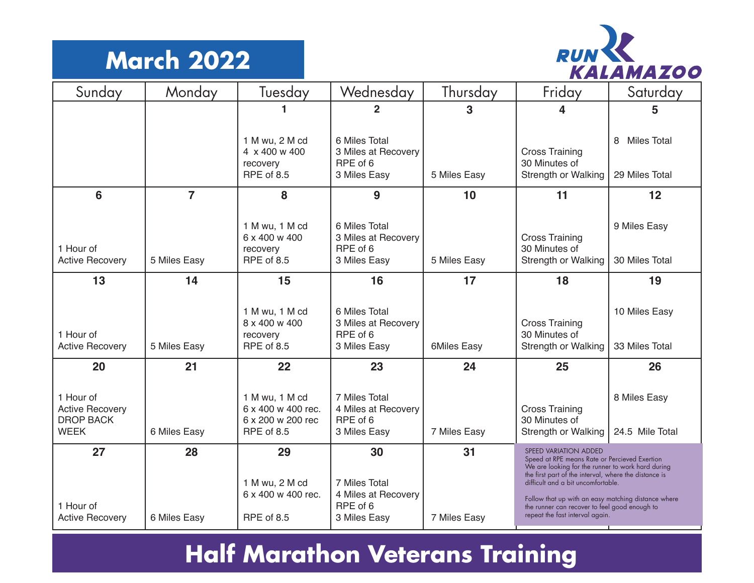# March 2022

RUN KALAMAZOO

| Sunday | Monday | Tuesday | Wednesday | Thursday | Friday | Saturday |
|---|---|---|---|---|---|---|
| | | **1**<br>1 M wu, 2 M cd<br>4 x 400 w 400 recovery<br>RPE of 8.5 | **2**<br>6 Miles Total<br>3 Miles at Recovery RPE of 6<br>3 Miles Easy | **3**<br>5 Miles Easy | **4**<br>Cross Training<br>30 Minutes of Strength or Walking | **5**<br>8 Miles Total<br><br>29 Miles Total |
| **6**<br>1 Hour of Active Recovery | **7**<br>5 Miles Easy | **8**<br>1 M wu, 1 M cd<br>6 x 400 w 400 recovery<br>RPE of 8.5 | **9**<br>6 Miles Total<br>3 Miles at Recovery RPE of 6<br>3 Miles Easy | **10**<br>5 Miles Easy | **11**<br>Cross Training<br>30 Minutes of Strength or Walking | **12**<br>9 Miles Easy<br><br>30 Miles Total |
| **13**<br>1 Hour of Active Recovery | **14**<br>5 Miles Easy | **15**<br>1 M wu, 1 M cd<br>8 x 400 w 400 recovery<br>RPE of 8.5 | **16**<br>6 Miles Total<br>3 Miles at Recovery RPE of 6<br>3 Miles Easy | **17**<br>6Miles Easy | **18**<br>Cross Training<br>30 Minutes of Strength or Walking | **19**<br>10 Miles Easy<br><br>33 Miles Total |
| **20**<br>1 Hour of Active Recovery<br>DROP BACK WEEK | **21**<br>6 Miles Easy | **22**<br>1 M wu, 1 M cd<br>6 x 400 w 400 rec.<br>6 x 200 w 200 rec<br>RPE of 8.5 | **23**<br>7 Miles Total<br>4 Miles at Recovery RPE of 6<br>3 Miles Easy | **24**<br>7 Miles Easy | **25**<br>Cross Training<br>30 Minutes of Strength or Walking | **26**<br>8 Miles Easy<br><br>24.5 Mile Total |
| **27**<br>1 Hour of Active Recovery | **28**<br>6 Miles Easy | **29**<br>1 M wu, 2 M cd<br>6 x 400 w 400 rec.<br><br>RPE of 8.5 | **30**<br>7 Miles Total<br>4 Miles at Recovery RPE of 6<br>3 Miles Easy | **31**<br>7 Miles Easy | | |

SPEED VARIATION ADDED
Speed at RPE means Rate or Percieved Exertion
We are looking for the runner to work hard during the first part of the interval, where the distance is difficult and a bit uncomfortable.

Follow that up with an easy matching distance where the runner can recover to feel good enough to repeat the fast interval again.

## Half Marathon Veterans Training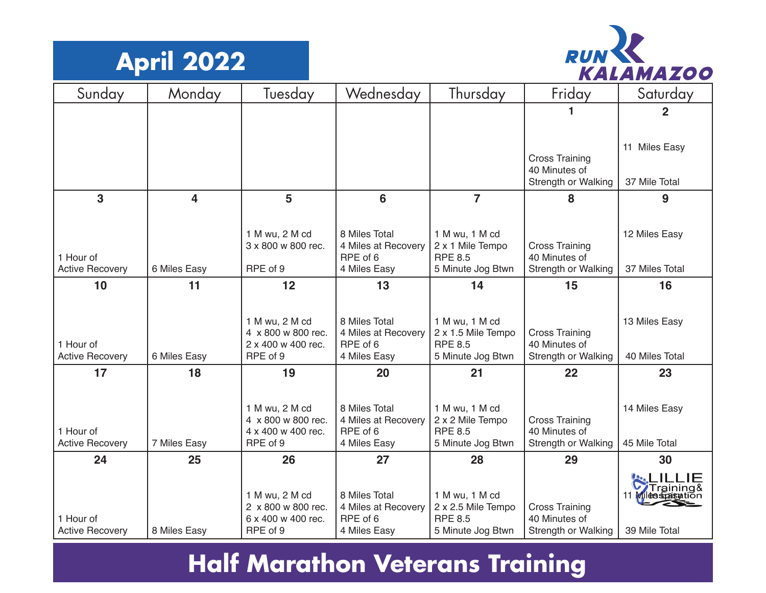# April 2022

RUN KALAMAZOO

| Sunday | Monday | Tuesday | Wednesday | Thursday | Friday | Saturday |
|---|---|---|---|---|---|---|
| | | | | | **1**<br>Cross Training<br>40 Minutes of<br>Strength or Walking | **2**<br>11 Miles Easy<br>37 Mile Total |
| **3**<br>1 Hour of<br>Active Recovery | **4**<br>6 Miles Easy | **5**<br>1 M wu, 2 M cd<br>3 x 800 w 800 rec.<br>RPE of 9 | **6**<br>8 Miles Total<br>4 Miles at Recovery<br>RPE of 6<br>4 Miles Easy | **7**<br>1 M wu, 1 M cd<br>2 x 1 Mile Tempo<br>RPE 8.5<br>5 Minute Jog Btwn | **8**<br>Cross Training<br>40 Minutes of<br>Strength or Walking | **9**<br>12 Miles Easy<br>37 Miles Total |
| **10**<br>1 Hour of<br>Active Recovery | **11**<br>6 Miles Easy | **12**<br>1 M wu, 2 M cd<br>4 x 800 w 800 rec.<br>2 x 400 w 400 rec.<br>RPE of 9 | **13**<br>8 Miles Total<br>4 Miles at Recovery<br>RPE of 6<br>4 Miles Easy | **14**<br>1 M wu, 1 M cd<br>2 x 1.5 Mile Tempo<br>RPE 8.5<br>5 Minute Jog Btwn | **15**<br>Cross Training<br>40 Minutes of<br>Strength or Walking | **16**<br>13 Miles Easy<br>40 Miles Total |
| **17**<br>1 Hour of<br>Active Recovery | **18**<br>7 Miles Easy | **19**<br>1 M wu, 2 M cd<br>4 x 800 w 800 rec.<br>4 x 400 w 400 rec.<br>RPE of 9 | **20**<br>8 Miles Total<br>4 Miles at Recovery<br>RPE of 6<br>4 Miles Easy | **21**<br>1 M wu, 1 M cd<br>2 x 2 Mile Tempo<br>RPE 8.5<br>5 Minute Jog Btwn | **22**<br>Cross Training<br>40 Minutes of<br>Strength or Walking | **23**<br>14 Miles Easy<br>45 Mile Total |
| **24**<br>1 Hour of<br>Active Recovery | **25**<br>8 Miles Easy | **26**<br>1 M wu, 2 M cd<br>2 x 800 w 800 rec.<br>6 x 400 w 400 rec.<br>RPE of 9 | **27**<br>8 Miles Total<br>4 Miles at Recovery<br>RPE of 6<br>4 Miles Easy | **28**<br>1 M wu, 1 M cd<br>2 x 2.5 Mile Tempo<br>RPE 8.5<br>5 Minute Jog Btwn | **29**<br>Cross Training<br>40 Minutes of<br>Strength or Walking | **30**<br>LILLIE Training & Inspiration<br>11 Miles Easy<br>39 Mile Total |

# Half Marathon Veterans Training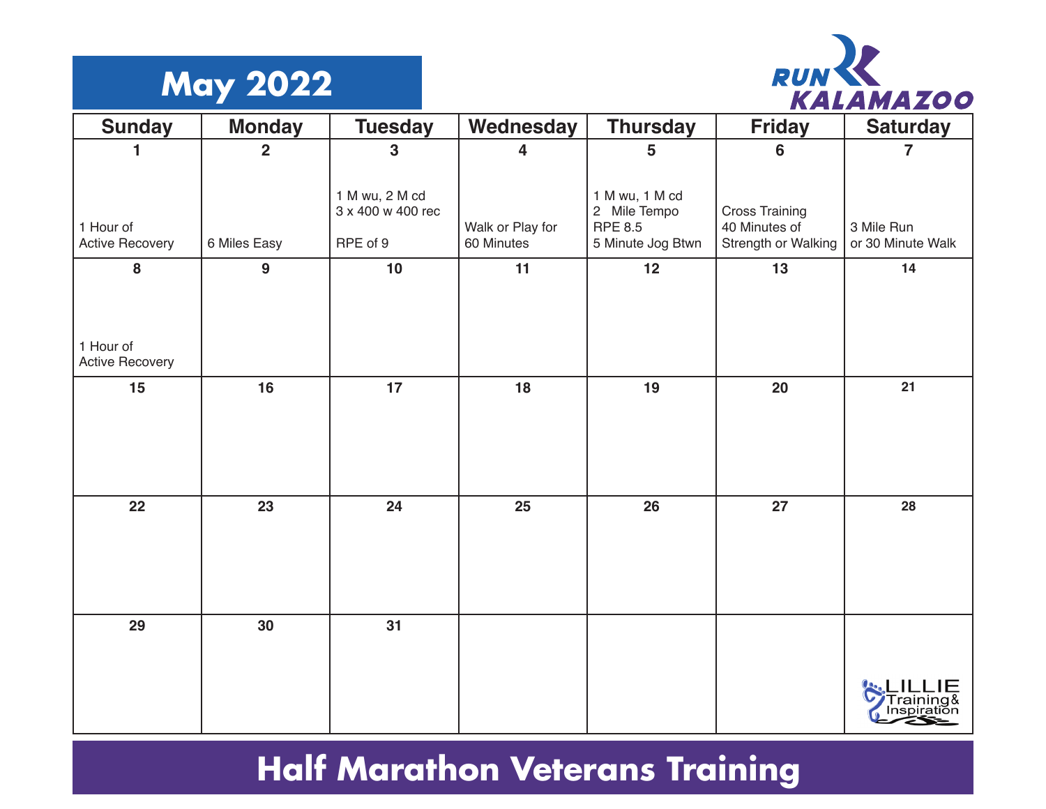# May 2022

RUN KALAMAZOO

| Sunday | Monday | Tuesday | Wednesday | Thursday | Friday | Saturday |
|---|---|---|---|---|---|---|
| 1<br>1 Hour of Active Recovery | 2<br>6 Miles Easy | 3<br>1 M wu, 2 M cd<br>3 x 400 w 400 rec<br>RPE of 9 | 4<br>Walk or Play for 60 Minutes | 5<br>1 M wu, 1 M cd<br>2 Mile Tempo<br>RPE 8.5<br>5 Minute Jog Btwn | 6<br>Cross Training<br>40 Minutes of Strength or Walking | 7<br>3 Mile Run or 30 Minute Walk |
| 8<br>1 Hour of Active Recovery | 9 | 10 | 11 | 12 | 13 | 14 |
| 15 | 16 | 17 | 18 | 19 | 20 | 21 |
| 22 | 23 | 24 | 25 | 26 | 27 | 28 |
| 29 | 30 | 31 | | | | LILLIE Training & Inspiration |

## Half Marathon Veterans Training